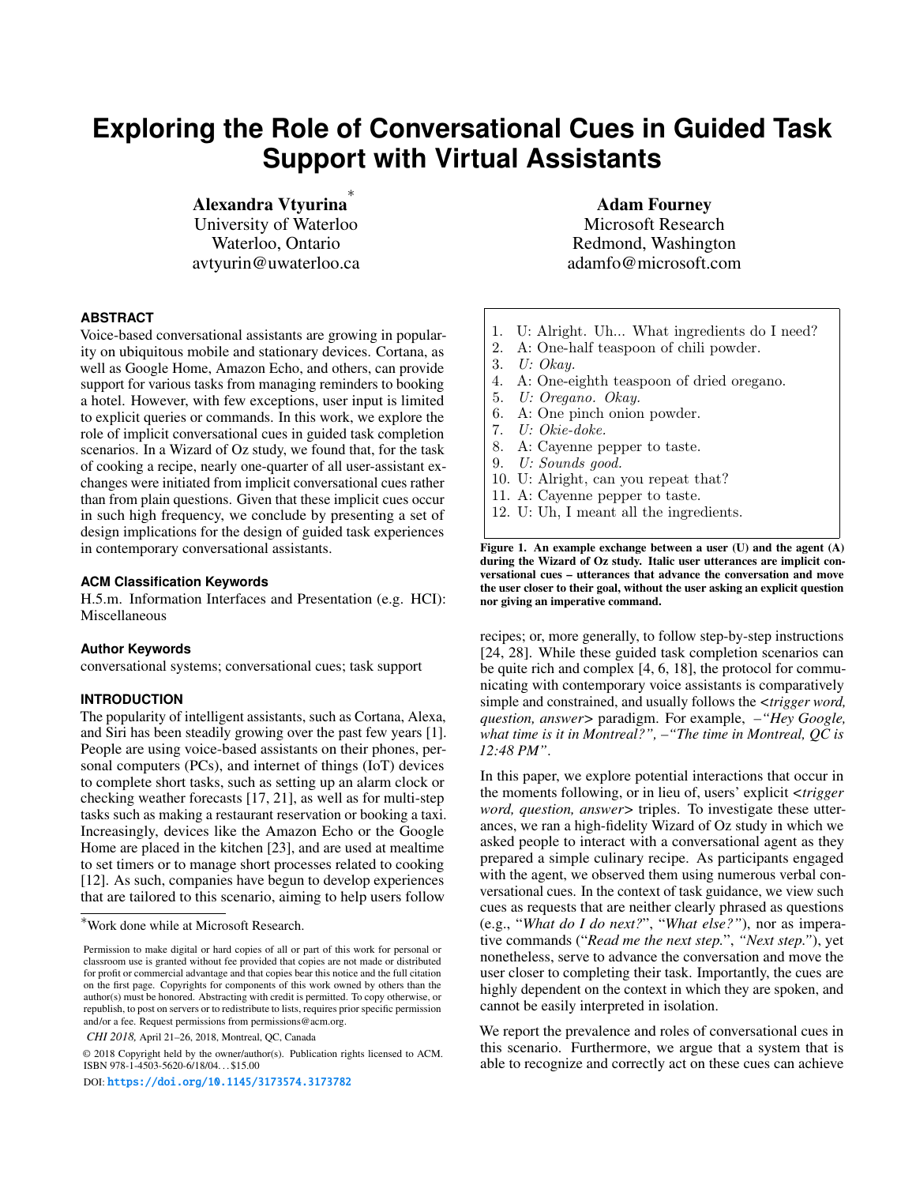# Exploring the Role of Conversational Cues in Guided Task Support with Virtual Assistants

**Alexandra Vtyurina**[*]
University of Waterloo
Waterloo, Ontario
avtyurin@uwaterloo.ca

**Adam Fourney**
Microsoft Research
Redmond, Washington
adamfo@microsoft.com

### ABSTRACT

Voice-based conversational assistants are growing in popularity on ubiquitous mobile and stationary devices. Cortana, as well as Google Home, Amazon Echo, and others, can provide support for various tasks from managing reminders to booking a hotel. However, with few exceptions, user input is limited to explicit queries or commands. In this work, we explore the role of implicit conversational cues in guided task completion scenarios. In a Wizard of Oz study, we found that, for the task of cooking a recipe, nearly one-quarter of all user-assistant exchanges were initiated from implicit conversational cues rather than from plain questions. Given that these implicit cues occur in such high frequency, we conclude by presenting a set of design implications for the design of guided task experiences in contemporary conversational assistants.

### ACM Classification Keywords

H.5.m. Information Interfaces and Presentation (e.g. HCI): Miscellaneous

### Author Keywords

conversational systems; conversational cues; task support

### INTRODUCTION

The popularity of intelligent assistants, such as Cortana, Alexa, and Siri has been steadily growing over the past few years [1]. People are using voice-based assistants on their phones, personal computers (PCs), and internet of things (IoT) devices to complete short tasks, such as setting up an alarm clock or checking weather forecasts [17, 21], as well as for multi-step tasks such as making a restaurant reservation or booking a taxi. Increasingly, devices like the Amazon Echo or the Google Home are placed in the kitchen [23], and are used at mealtime to set timers or to manage short processes related to cooking [12]. As such, companies have begun to develop experiences that are tailored to this scenario, aiming to help users follow recipes; or, more generally, to follow step-by-step instructions [24, 28]. While these guided task completion scenarios can be quite rich and complex [4, 6, 18], the protocol for communicating with contemporary voice assistants is comparatively simple and constrained, and usually follows the <*trigger word, question, answer*> paradigm. For example, *–"Hey Google, what time is it in Montreal?", –"The time in Montreal, QC is 12:48 PM"*.

1. U: Alright. Uh... What ingredients do I need?
2. A: One-half teaspoon of chili powder.
3. *U: Okay.*
4. A: One-eighth teaspoon of dried oregano.
5. *U: Oregano. Okay.*
6. A: One pinch onion powder.
7. *U: Okie-doke.*
8. A: Cayenne pepper to taste.
9. *U: Sounds good.*
10. U: Alright, can you repeat that?
11. A: Cayenne pepper to taste.
12. U: Uh, I meant all the ingredients.

**Figure 1. An example exchange between a user (U) and the agent (A) during the Wizard of Oz study. Italic user utterances are implicit conversational cues – utterances that advance the conversation and move the user closer to their goal, without the user asking an explicit question nor giving an imperative command.**

In this paper, we explore potential interactions that occur in the moments following, or in lieu of, users' explicit <*trigger word, question, answer*> triples. To investigate these utterances, we ran a high-fidelity Wizard of Oz study in which we asked people to interact with a conversational agent as they prepared a simple culinary recipe. As participants engaged with the agent, we observed them using numerous verbal conversational cues. In the context of task guidance, we view such cues as requests that are neither clearly phrased as questions (e.g., "*What do I do next?*", "*What else?*"), nor as imperative commands ("*Read me the next step.*", *"Next step."*), yet nonetheless, serve to advance the conversation and move the user closer to completing their task. Importantly, the cues are highly dependent on the context in which they are spoken, and cannot be easily interpreted in isolation.

We report the prevalence and roles of conversational cues in this scenario. Furthermore, we argue that a system that is able to recognize and correctly act on these cues can achieve

[*]Work done while at Microsoft Research.

Permission to make digital or hard copies of all or part of this work for personal or classroom use is granted without fee provided that copies are not made or distributed for profit or commercial advantage and that copies bear this notice and the full citation on the first page. Copyrights for components of this work owned by others than the author(s) must be honored. Abstracting with credit is permitted. To copy otherwise, or republish, to post on servers or to redistribute to lists, requires prior specific permission and/or a fee. Request permissions from permissions@acm.org.

*CHI 2018,* April 21–26, 2018, Montreal, QC, Canada

© 2018 Copyright held by the owner/author(s). Publication rights licensed to ACM. ISBN 978-1-4503-5620-6/18/04...$15.00

DOI: https://doi.org/10.1145/3173574.3173782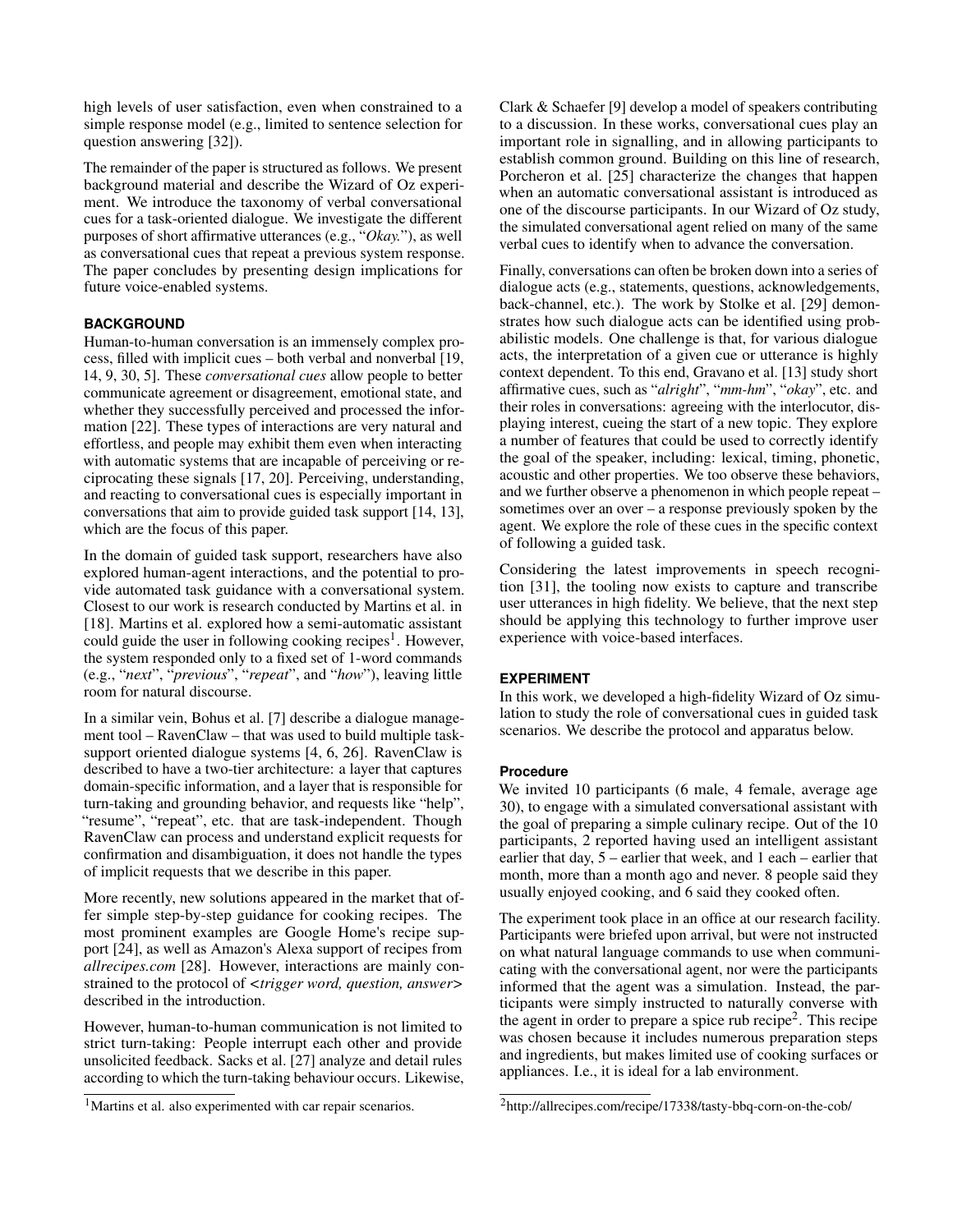high levels of user satisfaction, even when constrained to a simple response model (e.g., limited to sentence selection for question answering [32]).

The remainder of the paper is structured as follows. We present background material and describe the Wizard of Oz experiment. We introduce the taxonomy of verbal conversational cues for a task-oriented dialogue. We investigate the different purposes of short affirmative utterances (e.g., "*Okay.*"), as well as conversational cues that repeat a previous system response. The paper concludes by presenting design implications for future voice-enabled systems.

## BACKGROUND

Human-to-human conversation is an immensely complex process, filled with implicit cues – both verbal and nonverbal [19, 14, 9, 30, 5]. These *conversational cues* allow people to better communicate agreement or disagreement, emotional state, and whether they successfully perceived and processed the information [22]. These types of interactions are very natural and effortless, and people may exhibit them even when interacting with automatic systems that are incapable of perceiving or reciprocating these signals [17, 20]. Perceiving, understanding, and reacting to conversational cues is especially important in conversations that aim to provide guided task support [14, 13], which are the focus of this paper.

In the domain of guided task support, researchers have also explored human-agent interactions, and the potential to provide automated task guidance with a conversational system. Closest to our work is research conducted by Martins et al. in [18]. Martins et al. explored how a semi-automatic assistant could guide the user in following cooking recipes[1]. However, the system responded only to a fixed set of 1-word commands (e.g., "*next*", "*previous*", "*repeat*", and "*how*"), leaving little room for natural discourse.

In a similar vein, Bohus et al. [7] describe a dialogue management tool – RavenClaw – that was used to build multiple task-support oriented dialogue systems [4, 6, 26]. RavenClaw is described to have a two-tier architecture: a layer that captures domain-specific information, and a layer that is responsible for turn-taking and grounding behavior, and requests like "help", "resume", "repeat", etc. that are task-independent. Though RavenClaw can process and understand explicit requests for confirmation and disambiguation, it does not handle the types of implicit requests that we describe in this paper.

More recently, new solutions appeared in the market that offer simple step-by-step guidance for cooking recipes. The most prominent examples are Google Home's recipe support [24], as well as Amazon's Alexa support of recipes from *allrecipes.com* [28]. However, interactions are mainly constrained to the protocol of *<trigger word, question, answer>* described in the introduction.

However, human-to-human communication is not limited to strict turn-taking: People interrupt each other and provide unsolicited feedback. Sacks et al. [27] analyze and detail rules according to which the turn-taking behaviour occurs. Likewise, Clark & Schaefer [9] develop a model of speakers contributing to a discussion. In these works, conversational cues play an important role in signalling, and in allowing participants to establish common ground. Building on this line of research, Porcheron et al. [25] characterize the changes that happen when an automatic conversational assistant is introduced as one of the discourse participants. In our Wizard of Oz study, the simulated conversational agent relied on many of the same verbal cues to identify when to advance the conversation.

Finally, conversations can often be broken down into a series of dialogue acts (e.g., statements, questions, acknowledgements, back-channel, etc.). The work by Stolke et al. [29] demonstrates how such dialogue acts can be identified using probabilistic models. One challenge is that, for various dialogue acts, the interpretation of a given cue or utterance is highly context dependent. To this end, Gravano et al. [13] study short affirmative cues, such as "*alright*", "*mm-hm*", "*okay*", etc. and their roles in conversations: agreeing with the interlocutor, displaying interest, cueing the start of a new topic. They explore a number of features that could be used to correctly identify the goal of the speaker, including: lexical, timing, phonetic, acoustic and other properties. We too observe these behaviors, and we further observe a phenomenon in which people repeat – sometimes over an over – a response previously spoken by the agent. We explore the role of these cues in the specific context of following a guided task.

Considering the latest improvements in speech recognition [31], the tooling now exists to capture and transcribe user utterances in high fidelity. We believe, that the next step should be applying this technology to further improve user experience with voice-based interfaces.

## EXPERIMENT

In this work, we developed a high-fidelity Wizard of Oz simulation to study the role of conversational cues in guided task scenarios. We describe the protocol and apparatus below.

### Procedure

We invited 10 participants (6 male, 4 female, average age 30), to engage with a simulated conversational assistant with the goal of preparing a simple culinary recipe. Out of the 10 participants, 2 reported having used an intelligent assistant earlier that day, 5 – earlier that week, and 1 each – earlier that month, more than a month ago and never. 8 people said they usually enjoyed cooking, and 6 said they cooked often.

The experiment took place in an office at our research facility. Participants were briefed upon arrival, but were not instructed on what natural language commands to use when communicating with the conversational agent, nor were the participants informed that the agent was a simulation. Instead, the participants were simply instructed to naturally converse with the agent in order to prepare a spice rub recipe[2]. This recipe was chosen because it includes numerous preparation steps and ingredients, but makes limited use of cooking surfaces or appliances. I.e., it is ideal for a lab environment.

[1] Martins et al. also experimented with car repair scenarios.

[2] http://allrecipes.com/recipe/17338/tasty-bbq-corn-on-the-cob/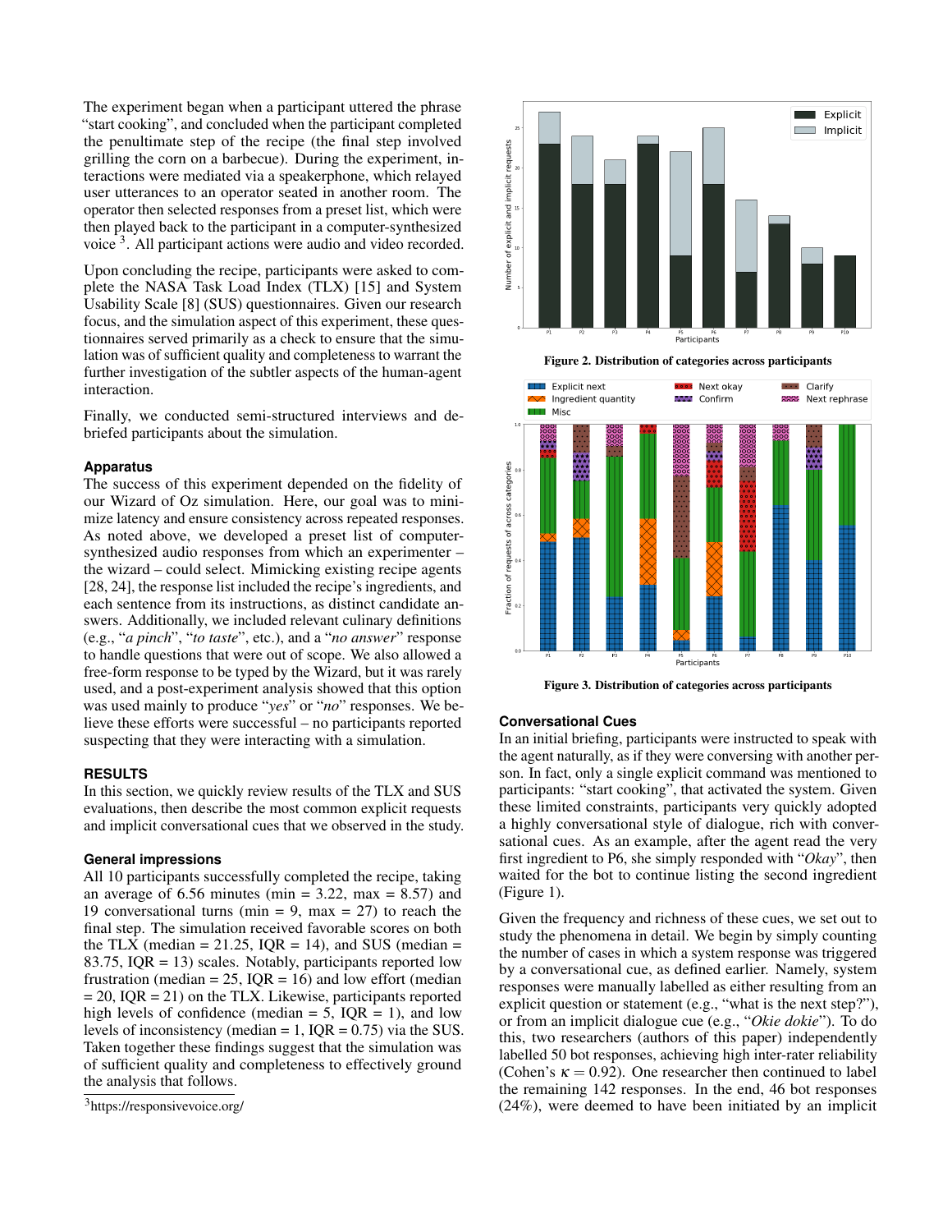The experiment began when a participant uttered the phrase "start cooking", and concluded when the participant completed the penultimate step of the recipe (the final step involved grilling the corn on a barbecue). During the experiment, interactions were mediated via a speakerphone, which relayed user utterances to an operator seated in another room. The operator then selected responses from a preset list, which were then played back to the participant in a computer-synthesized voice [3]. All participant actions were audio and video recorded.

Upon concluding the recipe, participants were asked to complete the NASA Task Load Index (TLX) [15] and System Usability Scale [8] (SUS) questionnaires. Given our research focus, and the simulation aspect of this experiment, these questionnaires served primarily as a check to ensure that the simulation was of sufficient quality and completeness to warrant the further investigation of the subtler aspects of the human-agent interaction.

Finally, we conducted semi-structured interviews and debriefed participants about the simulation.

### Apparatus

The success of this experiment depended on the fidelity of our Wizard of Oz simulation. Here, our goal was to minimize latency and ensure consistency across repeated responses. As noted above, we developed a preset list of computer-synthesized audio responses from which an experimenter – the wizard – could select. Mimicking existing recipe agents [28, 24], the response list included the recipe's ingredients, and each sentence from its instructions, as distinct candidate answers. Additionally, we included relevant culinary definitions (e.g., "*a pinch*", "*to taste*", etc.), and a "*no answer*" response to handle questions that were out of scope. We also allowed a free-form response to be typed by the Wizard, but it was rarely used, and a post-experiment analysis showed that this option was used mainly to produce "*yes*" or "*no*" responses. We believe these efforts were successful – no participants reported suspecting that they were interacting with a simulation.

## RESULTS

In this section, we quickly review results of the TLX and SUS evaluations, then describe the most common explicit requests and implicit conversational cues that we observed in the study.

### General impressions

All 10 participants successfully completed the recipe, taking an average of 6.56 minutes (min = 3.22, max = 8.57) and 19 conversational turns (min = 9, max = 27) to reach the final step. The simulation received favorable scores on both the TLX (median = 21.25, IQR = 14), and SUS (median = 83.75, IQR = 13) scales. Notably, participants reported low frustration (median = 25, IQR = 16) and low effort (median = 20, IQR = 21) on the TLX. Likewise, participants reported high levels of confidence (median = 5, IQR = 1), and low levels of inconsistency (median = 1, IQR = 0.75) via the SUS. Taken together these findings suggest that the simulation was of sufficient quality and completeness to effectively ground the analysis that follows.

[3] https://responsivevoice.org/

**Figure 2. Distribution of categories across participants**

**Figure 3. Distribution of categories across participants**

### Conversational Cues

In an initial briefing, participants were instructed to speak with the agent naturally, as if they were conversing with another person. In fact, only a single explicit command was mentioned to participants: "start cooking", that activated the system. Given these limited constraints, participants very quickly adopted a highly conversational style of dialogue, rich with conversational cues. As an example, after the agent read the very first ingredient to P6, she simply responded with "*Okay*", then waited for the bot to continue listing the second ingredient (Figure 1).

Given the frequency and richness of these cues, we set out to study the phenomena in detail. We begin by simply counting the number of cases in which a system response was triggered by a conversational cue, as defined earlier. Namely, system responses were manually labelled as either resulting from an explicit question or statement (e.g., "what is the next step?"), or from an implicit dialogue cue (e.g., "*Okie dokie*"). To do this, two researchers (authors of this paper) independently labelled 50 bot responses, achieving high inter-rater reliability (Cohen's $\kappa = 0.92$). One researcher then continued to label the remaining 142 responses. In the end, 46 bot responses (24%), were deemed to have been initiated by an implicit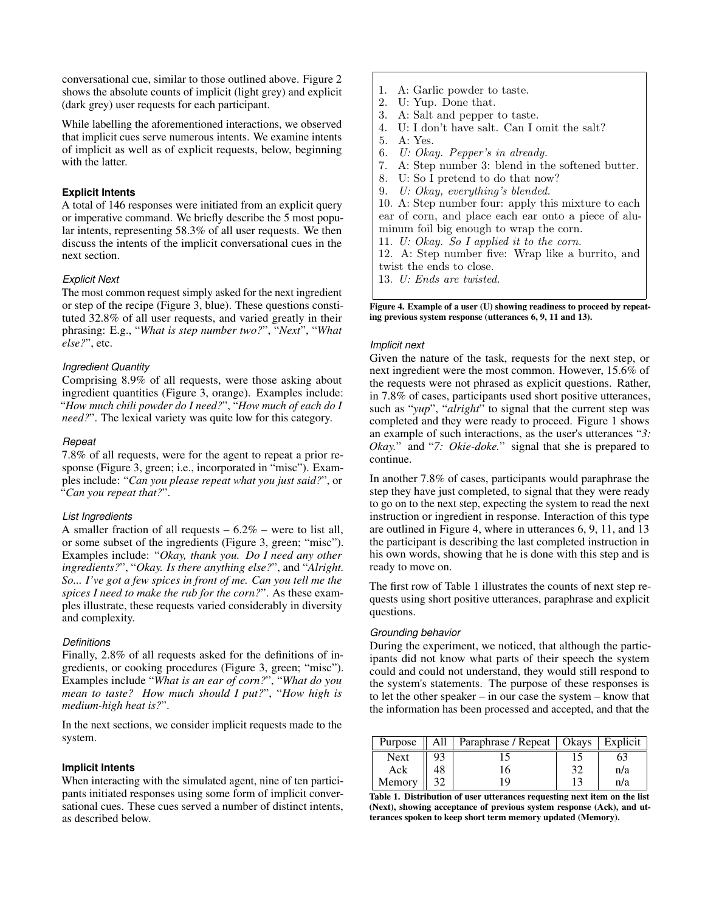conversational cue, similar to those outlined above. Figure 2 shows the absolute counts of implicit (light grey) and explicit (dark grey) user requests for each participant.

While labelling the aforementioned interactions, we observed that implicit cues serve numerous intents. We examine intents of implicit as well as of explicit requests, below, beginning with the latter.

### Explicit Intents

A total of 146 responses were initiated from an explicit query or imperative command. We briefly describe the 5 most popular intents, representing 58.3% of all user requests. We then discuss the intents of the implicit conversational cues in the next section.

#### *Explicit Next*

The most common request simply asked for the next ingredient or step of the recipe (Figure 3, blue). These questions constituted 32.8% of all user requests, and varied greatly in their phrasing: E.g., "*What is step number two?*", "*Next*", "*What else?*", etc.

#### *Ingredient Quantity*

Comprising 8.9% of all requests, were those asking about ingredient quantities (Figure 3, orange). Examples include: "*How much chili powder do I need?*", "*How much of each do I need?*". The lexical variety was quite low for this category.

#### *Repeat*

7.8% of all requests, were for the agent to repeat a prior response (Figure 3, green; i.e., incorporated in "misc"). Examples include: "*Can you please repeat what you just said?*", or "*Can you repeat that?*".

#### *List Ingredients*

A smaller fraction of all requests – 6.2% – were to list all, or some subset of the ingredients (Figure 3, green; "misc"). Examples include: "*Okay, thank you. Do I need any other ingredients?*", "*Okay. Is there anything else?*", and "*Alright. So... I've got a few spices in front of me. Can you tell me the spices I need to make the rub for the corn?*". As these examples illustrate, these requests varied considerably in diversity and complexity.

#### *Definitions*

Finally, 2.8% of all requests asked for the definitions of ingredients, or cooking procedures (Figure 3, green; "misc"). Examples include "*What is an ear of corn?*", "*What do you mean to taste? How much should I put?*", "*How high is medium-high heat is?*".

In the next sections, we consider implicit requests made to the system.

### Implicit Intents

When interacting with the simulated agent, nine of ten participants initiated responses using some form of implicit conversational cues. These cues served a number of distinct intents, as described below.

```
1.  A: Garlic powder to taste.
2.  U: Yup. Done that.
3.  A: Salt and pepper to taste.
4.  U: I don't have salt. Can I omit the salt?
5.  A: Yes.
6.  U: Okay. Pepper's in already.
7.  A: Step number 3: blend in the softened butter.
8.  U: So I pretend to do that now?
9.  U: Okay, everything's blended.
10. A: Step number four: apply this mixture to each
    ear of corn, and place each ear onto a piece of alu-
    minum foil big enough to wrap the corn.
11. U: Okay. So I applied it to the corn.
12. A: Step number five: Wrap like a burrito, and
    twist the ends to close.
13. U: Ends are twisted.
```

**Figure 4. Example of a user (U) showing readiness to proceed by repeating previous system response (utterances 6, 9, 11 and 13).**

#### *Implicit next*

Given the nature of the task, requests for the next step, or next ingredient were the most common. However, 15.6% of the requests were not phrased as explicit questions. Rather, in 7.8% of cases, participants used short positive utterances, such as "*yup*", "*alright*" to signal that the current step was completed and they were ready to proceed. Figure 1 shows an example of such interactions, as the user's utterances "*3: Okay.*" and "*7: Okie-doke.*" signal that she is prepared to continue.

In another 7.8% of cases, participants would paraphrase the step they have just completed, to signal that they were ready to go on to the next step, expecting the system to read the next instruction or ingredient in response. Interaction of this type are outlined in Figure 4, where in utterances 6, 9, 11, and 13 the participant is describing the last completed instruction in his own words, showing that he is done with this step and is ready to move on.

The first row of Table 1 illustrates the counts of next step requests using short positive utterances, paraphrase and explicit questions.

#### *Grounding behavior*

During the experiment, we noticed, that although the participants did not know what parts of their speech the system could and could not understand, they would still respond to the system's statements. The purpose of these responses is to let the other speaker – in our case the system – know that the information has been processed and accepted, and that the

| Purpose | All | Paraphrase / Repeat | Okays | Explicit |
|---|---|---|---|---|
| Next | 93 | 15 | 15 | 63 |
| Ack | 48 | 16 | 32 | n/a |
| Memory | 32 | 19 | 13 | n/a |

**Table 1. Distribution of user utterances requesting next item on the list (Next), showing acceptance of previous system response (Ack), and utterances spoken to keep short term memory updated (Memory).**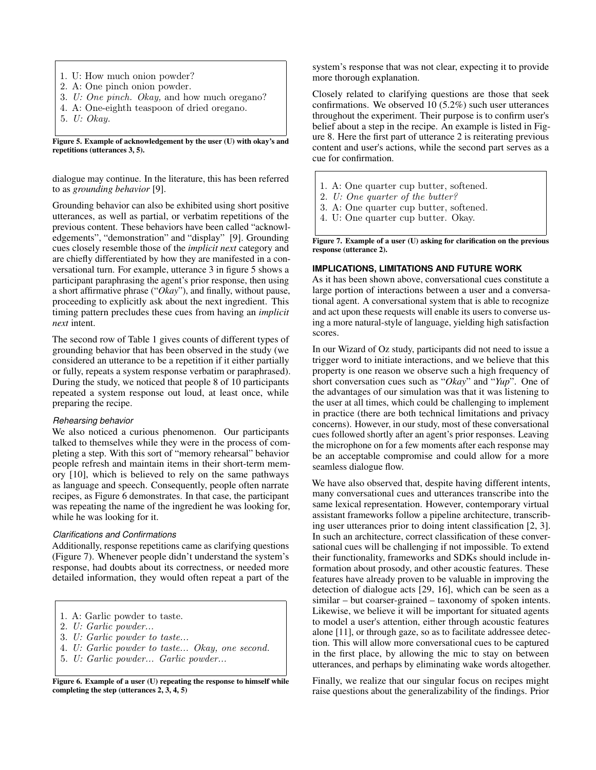1. U: How much onion powder?
2. A: One pinch onion powder.
3. *U: One pinch. Okay,* and how much oregano?
4. A: One-eighth teaspoon of dried oregano.
5. *U: Okay.*

**Figure 5. Example of acknowledgement by the user (U) with okay's and repetitions (utterances 3, 5).**

dialogue may continue. In the literature, this has been referred to as *grounding behavior* [9].

Grounding behavior can also be exhibited using short positive utterances, as well as partial, or verbatim repetitions of the previous content. These behaviors have been called "acknowledgements", "demonstration" and "display" [9]. Grounding cues closely resemble those of the *implicit next* category and are chiefly differentiated by how they are manifested in a conversational turn. For example, utterance 3 in figure 5 shows a participant paraphrasing the agent's prior response, then using a short affirmative phrase ("*Okay*"), and finally, without pause, proceeding to explicitly ask about the next ingredient. This timing pattern precludes these cues from having an *implicit next* intent.

The second row of Table 1 gives counts of different types of grounding behavior that has been observed in the study (we considered an utterance to be a repetition if it either partially or fully, repeats a system response verbatim or paraphrased). During the study, we noticed that people 8 of 10 participants repeated a system response out loud, at least once, while preparing the recipe.

#### *Rehearsing behavior*

We also noticed a curious phenomenon. Our participants talked to themselves while they were in the process of completing a step. With this sort of "memory rehearsal" behavior people refresh and maintain items in their short-term memory [10], which is believed to rely on the same pathways as language and speech. Consequently, people often narrate recipes, as Figure 6 demonstrates. In that case, the participant was repeating the name of the ingredient he was looking for, while he was looking for it.

#### *Clarifications and Confirmations*

Additionally, response repetitions came as clarifying questions (Figure 7). Whenever people didn't understand the system's response, had doubts about its correctness, or needed more detailed information, they would often repeat a part of the system's response that was not clear, expecting it to provide more thorough explanation.

1. A: Garlic powder to taste.
2. *U: Garlic powder...*
3. *U: Garlic powder to taste...*
4. *U: Garlic powder to taste... Okay, one second.*
5. *U: Garlic powder... Garlic powder...*

**Figure 6. Example of a user (U) repeating the response to himself while completing the step (utterances 2, 3, 4, 5)**

Closely related to clarifying questions are those that seek confirmations. We observed 10 (5.2%) such user utterances throughout the experiment. Their purpose is to confirm user's belief about a step in the recipe. An example is listed in Figure 8. Here the first part of utterance 2 is reiterating previous content and user's actions, while the second part serves as a cue for confirmation.

1. A: One quarter cup butter, softened.
2. *U: One quarter of the butter?*
3. A: One quarter cup butter, softened.
4. U: One quarter cup butter. Okay.

**Figure 7. Example of a user (U) asking for clarification on the previous response (utterance 2).**

### IMPLICATIONS, LIMITATIONS AND FUTURE WORK

As it has been shown above, conversational cues constitute a large portion of interactions between a user and a conversational agent. A conversational system that is able to recognize and act upon these requests will enable its users to converse using a more natural-style of language, yielding high satisfaction scores.

In our Wizard of Oz study, participants did not need to issue a trigger word to initiate interactions, and we believe that this property is one reason we observe such a high frequency of short conversation cues such as "*Okay*" and "*Yup*". One of the advantages of our simulation was that it was listening to the user at all times, which could be challenging to implement in practice (there are both technical limitations and privacy concerns). However, in our study, most of these conversational cues followed shortly after an agent's prior responses. Leaving the microphone on for a few moments after each response may be an acceptable compromise and could allow for a more seamless dialogue flow.

We have also observed that, despite having different intents, many conversational cues and utterances transcribe into the same lexical representation. However, contemporary virtual assistant frameworks follow a pipeline architecture, transcribing user utterances prior to doing intent classification [2, 3]. In such an architecture, correct classification of these conversational cues will be challenging if not impossible. To extend their functionality, frameworks and SDKs should include information about prosody, and other acoustic features. These features have already proven to be valuable in improving the detection of dialogue acts [29, 16], which can be seen as a similar – but coarser-grained – taxonomy of spoken intents. Likewise, we believe it will be important for situated agents to model a user's attention, either through acoustic features alone [11], or through gaze, so as to facilitate addressee detection. This will allow more conversational cues to be captured in the first place, by allowing the mic to stay on between utterances, and perhaps by eliminating wake words altogether.

Finally, we realize that our singular focus on recipes might raise questions about the generalizability of the findings. Prior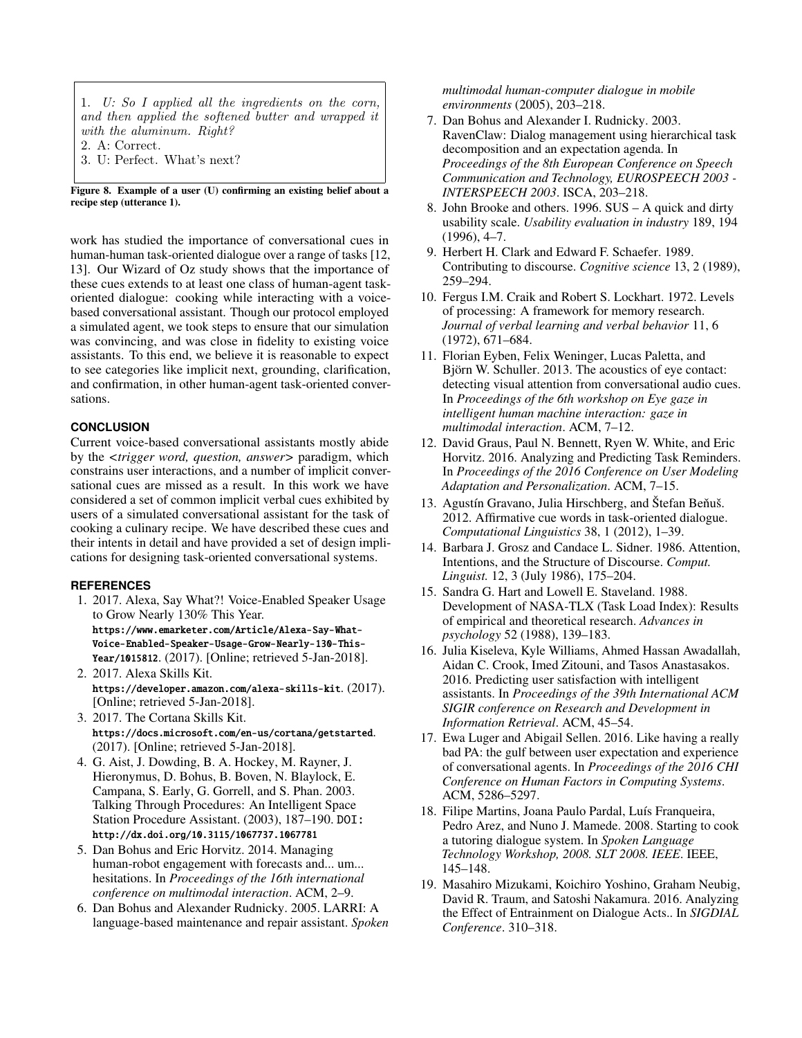1. *U: So I applied all the ingredients on the corn, and then applied the softened butter and wrapped it with the aluminum. Right?*
2. A: Correct.
3. U: Perfect. What's next?

**Figure 8. Example of a user (U) confirming an existing belief about a recipe step (utterance 1).**

work has studied the importance of conversational cues in human-human task-oriented dialogue over a range of tasks [12, 13]. Our Wizard of Oz study shows that the importance of these cues extends to at least one class of human-agent task-oriented dialogue: cooking while interacting with a voice-based conversational assistant. Though our protocol employed a simulated agent, we took steps to ensure that our simulation was convincing, and was close in fidelity to existing voice assistants. To this end, we believe it is reasonable to expect to see categories like implicit next, grounding, clarification, and confirmation, in other human-agent task-oriented conversations.

## CONCLUSION

Current voice-based conversational assistants mostly abide by the <*trigger word, question, answer*> paradigm, which constrains user interactions, and a number of implicit conversational cues are missed as a result. In this work we have considered a set of common implicit verbal cues exhibited by users of a simulated conversational assistant for the task of cooking a culinary recipe. We have described these cues and their intents in detail and have provided a set of design implications for designing task-oriented conversational systems.

## REFERENCES

1. 2017. Alexa, Say What?! Voice-Enabled Speaker Usage to Grow Nearly 130% This Year. https://www.emarketer.com/Article/Alexa-Say-What-Voice-Enabled-Speaker-Usage-Grow-Nearly-130-This-Year/1015812. (2017). [Online; retrieved 5-Jan-2018].
2. 2017. Alexa Skills Kit. https://developer.amazon.com/alexa-skills-kit. (2017). [Online; retrieved 5-Jan-2018].
3. 2017. The Cortana Skills Kit. https://docs.microsoft.com/en-us/cortana/getstarted. (2017). [Online; retrieved 5-Jan-2018].
4. G. Aist, J. Dowding, B. A. Hockey, M. Rayner, J. Hieronymus, D. Bohus, B. Boven, N. Blaylock, E. Campana, S. Early, G. Gorrell, and S. Phan. 2003. Talking Through Procedures: An Intelligent Space Station Procedure Assistant. (2003), 187–190. DOI: http://dx.doi.org/10.3115/1067737.1067781
5. Dan Bohus and Eric Horvitz. 2014. Managing human-robot engagement with forecasts and... um... hesitations. In *Proceedings of the 16th international conference on multimodal interaction*. ACM, 2–9.
6. Dan Bohus and Alexander Rudnicky. 2005. LARRI: A language-based maintenance and repair assistant. *Spoken multimodal human-computer dialogue in mobile environments* (2005), 203–218.
7. Dan Bohus and Alexander I. Rudnicky. 2003. RavenClaw: Dialog management using hierarchical task decomposition and an expectation agenda. In *Proceedings of the 8th European Conference on Speech Communication and Technology, EUROSPEECH 2003 - INTERSPEECH 2003*. ISCA, 203–218.
8. John Brooke and others. 1996. SUS – A quick and dirty usability scale. *Usability evaluation in industry* 189, 194 (1996), 4–7.
9. Herbert H. Clark and Edward F. Schaefer. 1989. Contributing to discourse. *Cognitive science* 13, 2 (1989), 259–294.
10. Fergus I.M. Craik and Robert S. Lockhart. 1972. Levels of processing: A framework for memory research. *Journal of verbal learning and verbal behavior* 11, 6 (1972), 671–684.
11. Florian Eyben, Felix Weninger, Lucas Paletta, and Björn W. Schuller. 2013. The acoustics of eye contact: detecting visual attention from conversational audio cues. In *Proceedings of the 6th workshop on Eye gaze in intelligent human machine interaction: gaze in multimodal interaction*. ACM, 7–12.
12. David Graus, Paul N. Bennett, Ryen W. White, and Eric Horvitz. 2016. Analyzing and Predicting Task Reminders. In *Proceedings of the 2016 Conference on User Modeling Adaptation and Personalization*. ACM, 7–15.
13. Agustín Gravano, Julia Hirschberg, and Štefan Beňuš. 2012. Affirmative cue words in task-oriented dialogue. *Computational Linguistics* 38, 1 (2012), 1–39.
14. Barbara J. Grosz and Candace L. Sidner. 1986. Attention, Intentions, and the Structure of Discourse. *Comput. Linguist.* 12, 3 (July 1986), 175–204.
15. Sandra G. Hart and Lowell E. Staveland. 1988. Development of NASA-TLX (Task Load Index): Results of empirical and theoretical research. *Advances in psychology* 52 (1988), 139–183.
16. Julia Kiseleva, Kyle Williams, Ahmed Hassan Awadallah, Aidan C. Crook, Imed Zitouni, and Tasos Anastasakos. 2016. Predicting user satisfaction with intelligent assistants. In *Proceedings of the 39th International ACM SIGIR conference on Research and Development in Information Retrieval*. ACM, 45–54.
17. Ewa Luger and Abigail Sellen. 2016. Like having a really bad PA: the gulf between user expectation and experience of conversational agents. In *Proceedings of the 2016 CHI Conference on Human Factors in Computing Systems*. ACM, 5286–5297.
18. Filipe Martins, Joana Paulo Pardal, Luís Franqueira, Pedro Arez, and Nuno J. Mamede. 2008. Starting to cook a tutoring dialogue system. In *Spoken Language Technology Workshop, 2008. SLT 2008. IEEE*. IEEE, 145–148.
19. Masahiro Mizukami, Koichiro Yoshino, Graham Neubig, David R. Traum, and Satoshi Nakamura. 2016. Analyzing the Effect of Entrainment on Dialogue Acts.. In *SIGDIAL Conference*. 310–318.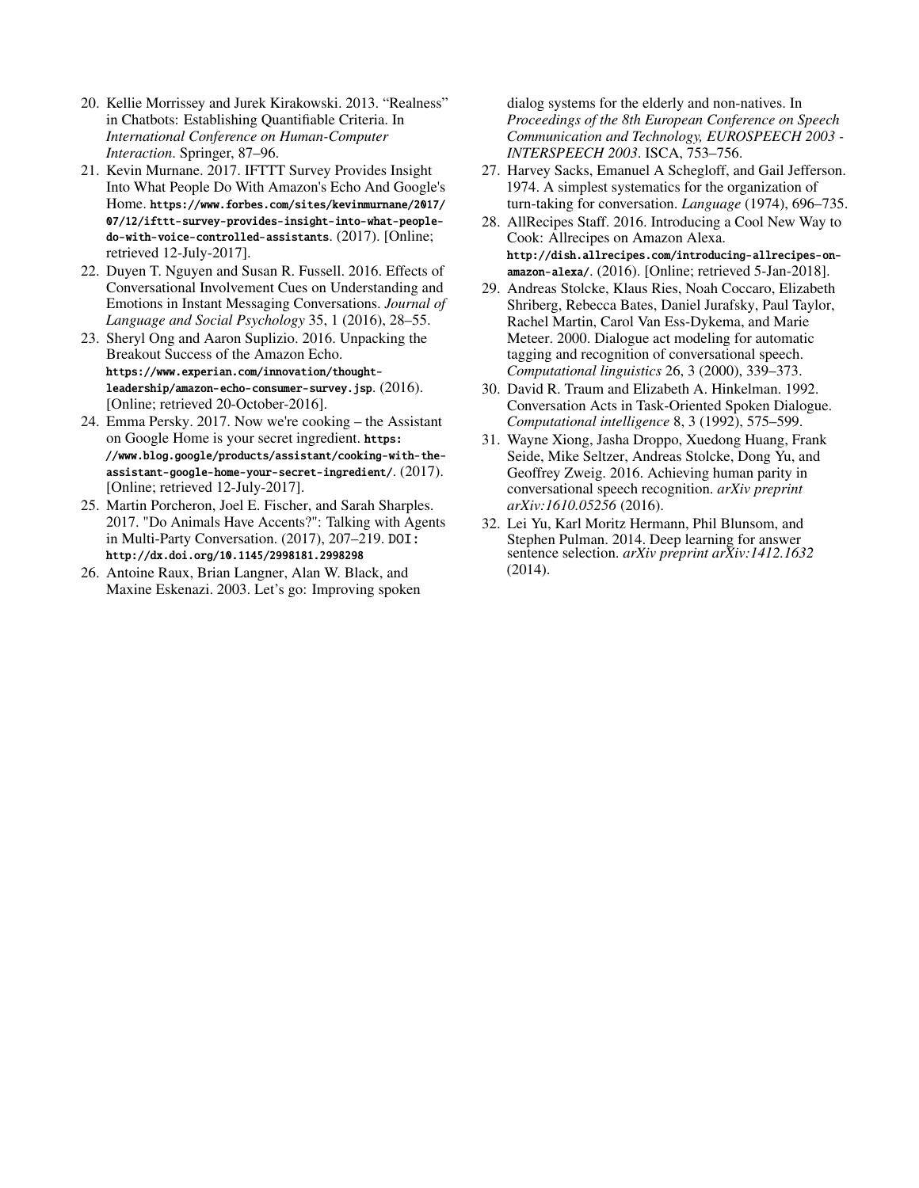20. Kellie Morrissey and Jurek Kirakowski. 2013. “Realness” in Chatbots: Establishing Quantifiable Criteria. In *International Conference on Human-Computer Interaction*. Springer, 87–96.
21. Kevin Murnane. 2017. IFTTT Survey Provides Insight Into What People Do With Amazon's Echo And Google's Home. https://www.forbes.com/sites/kevinmurnane/2017/07/12/ifttt-survey-provides-insight-into-what-people-do-with-voice-controlled-assistants. (2017). [Online; retrieved 12-July-2017].
22. Duyen T. Nguyen and Susan R. Fussell. 2016. Effects of Conversational Involvement Cues on Understanding and Emotions in Instant Messaging Conversations. *Journal of Language and Social Psychology* 35, 1 (2016), 28–55.
23. Sheryl Ong and Aaron Suplizio. 2016. Unpacking the Breakout Success of the Amazon Echo. https://www.experian.com/innovation/thought-leadership/amazon-echo-consumer-survey.jsp. (2016). [Online; retrieved 20-October-2016].
24. Emma Persky. 2017. Now we're cooking – the Assistant on Google Home is your secret ingredient. https://www.blog.google/products/assistant/cooking-with-the-assistant-google-home-your-secret-ingredient/. (2017). [Online; retrieved 12-July-2017].
25. Martin Porcheron, Joel E. Fischer, and Sarah Sharples. 2017. "Do Animals Have Accents?": Talking with Agents in Multi-Party Conversation. (2017), 207–219. DOI: http://dx.doi.org/10.1145/2998181.2998298
26. Antoine Raux, Brian Langner, Alan W. Black, and Maxine Eskenazi. 2003. Let’s go: Improving spoken dialog systems for the elderly and non-natives. In *Proceedings of the 8th European Conference on Speech Communication and Technology, EUROSPEECH 2003 - INTERSPEECH 2003*. ISCA, 753–756.
27. Harvey Sacks, Emanuel A Schegloff, and Gail Jefferson. 1974. A simplest systematics for the organization of turn-taking for conversation. *Language* (1974), 696–735.
28. AllRecipes Staff. 2016. Introducing a Cool New Way to Cook: Allrecipes on Amazon Alexa. http://dish.allrecipes.com/introducing-allrecipes-on-amazon-alexa/. (2016). [Online; retrieved 5-Jan-2018].
29. Andreas Stolcke, Klaus Ries, Noah Coccaro, Elizabeth Shriberg, Rebecca Bates, Daniel Jurafsky, Paul Taylor, Rachel Martin, Carol Van Ess-Dykema, and Marie Meteer. 2000. Dialogue act modeling for automatic tagging and recognition of conversational speech. *Computational linguistics* 26, 3 (2000), 339–373.
30. David R. Traum and Elizabeth A. Hinkelman. 1992. Conversation Acts in Task-Oriented Spoken Dialogue. *Computational intelligence* 8, 3 (1992), 575–599.
31. Wayne Xiong, Jasha Droppo, Xuedong Huang, Frank Seide, Mike Seltzer, Andreas Stolcke, Dong Yu, and Geoffrey Zweig. 2016. Achieving human parity in conversational speech recognition. *arXiv preprint arXiv:1610.05256* (2016).
32. Lei Yu, Karl Moritz Hermann, Phil Blunsom, and Stephen Pulman. 2014. Deep learning for answer sentence selection. *arXiv preprint arXiv:1412.1632* (2014).